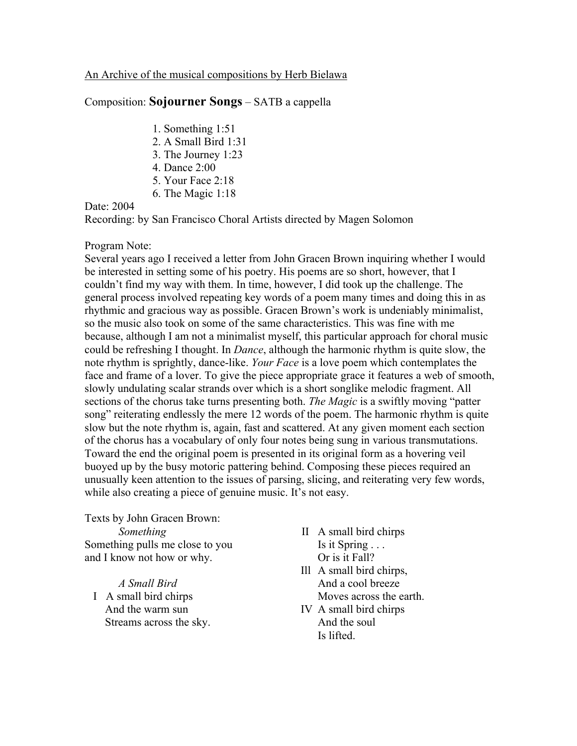An Archive of the musical compositions by Herb Bielawa

Composition: **Sojourner Songs** – SATB a cappella

1. Something 1:51
2. A Small Bird 1:31
3. The Journey 1:23
4. Dance 2:00
5. Your Face 2:18
6. The Magic 1:18

Date: 2004
Recording: by San Francisco Choral Artists directed by Magen Solomon

Program Note:
Several years ago I received a letter from John Gracen Brown inquiring whether I would be interested in setting some of his poetry. His poems are so short, however, that I couldn't find my way with them. In time, however, I did took up the challenge. The general process involved repeating key words of a poem many times and doing this in as rhythmic and gracious way as possible. Gracen Brown's work is undeniably minimalist, so the music also took on some of the same characteristics. This was fine with me because, although I am not a minimalist myself, this particular approach for choral music could be refreshing I thought. In *Dance*, although the harmonic rhythm is quite slow, the note rhythm is sprightly, dance-like. *Your Face* is a love poem which contemplates the face and frame of a lover. To give the piece appropriate grace it features a web of smooth, slowly undulating scalar strands over which is a short songlike melodic fragment. All sections of the chorus take turns presenting both. *The Magic* is a swiftly moving "patter song" reiterating endlessly the mere 12 words of the poem. The harmonic rhythm is quite slow but the note rhythm is, again, fast and scattered. At any given moment each section of the chorus has a vocabulary of only four notes being sung in various transmutations. Toward the end the original poem is presented in its original form as a hovering veil buoyed up by the busy motoric pattering behind. Composing these pieces required an unusually keen attention to the issues of parsing, slicing, and reiterating very few words, while also creating a piece of genuine music. It's not easy.

Texts by John Gracen Brown:

*Something*

Something pulls me close to you
and I know not how or why.

*A Small Bird*

I A small bird chirps
And the warm sun
Streams across the sky.

II A small bird chirps
Is it Spring . . .
Or is it Fall?

III A small bird chirps,
And a cool breeze
Moves across the earth.

IV A small bird chirps
And the soul
Is lifted.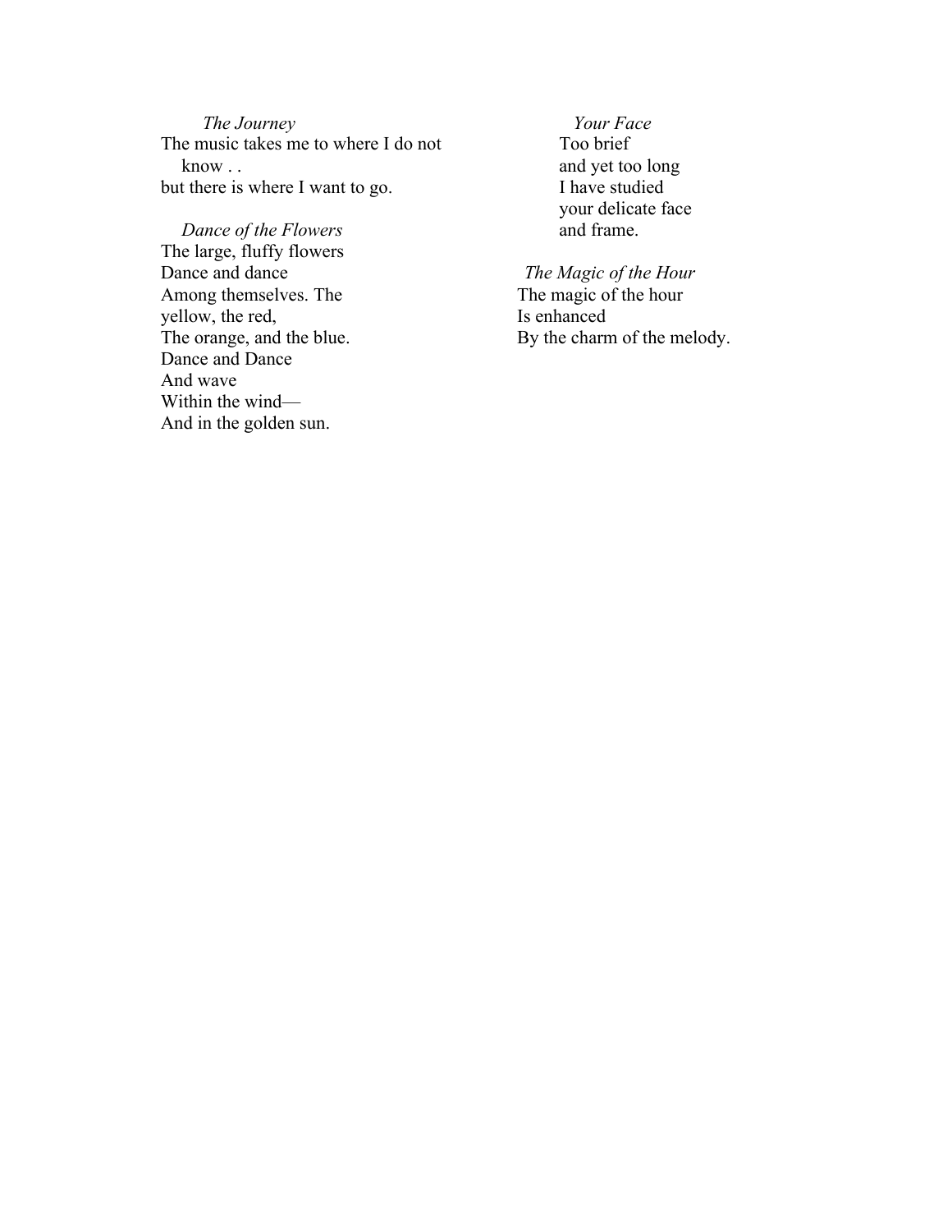*The Journey*

The music takes me to where I do not know . .
but there is where I want to go.

*Dance of the Flowers*

The large, fluffy flowers
Dance and dance
Among themselves. The
yellow, the red,
The orange, and the blue.
Dance and Dance
And wave
Within the wind—
And in the golden sun.

*Your Face*

Too brief
and yet too long
I have studied
your delicate face
and frame.

*The Magic of the Hour*

The magic of the hour
Is enhanced
By the charm of the melody.